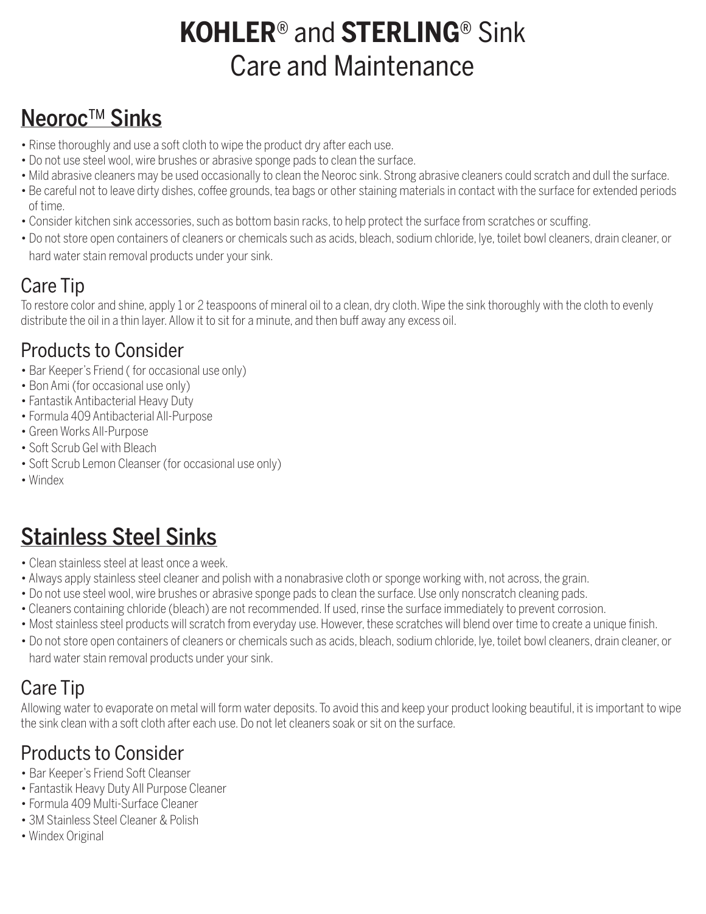# **KOHLER**® and **STERLING**® Sink Care and Maintenance

## Neoroc™ Sinks

- Rinse thoroughly and use a soft cloth to wipe the product dry after each use.
- Do not use steel wool, wire brushes or abrasive sponge pads to clean the surface.
- Mild abrasive cleaners may be used occasionally to clean the Neoroc sink. Strong abrasive cleaners could scratch and dull the surface.
- Be careful not to leave dirty dishes, coffee grounds, tea bags or other staining materials in contact with the surface for extended periods of time.
- Consider kitchen sink accessories, such as bottom basin racks, to help protect the surface from scratches or scuffing.
- Do not store open containers of cleaners or chemicals such as acids, bleach, sodium chloride, lye, toilet bowl cleaners, drain cleaner, or hard water stain removal products under your sink.

### Care Tip

To restore color and shine, apply 1 or 2 teaspoons of mineral oil to a clean, dry cloth. Wipe the sink thoroughly with the cloth to evenly distribute the oil in a thin layer. Allow it to sit for a minute, and then buff away any excess oil.

### Products to Consider

- Bar Keeper's Friend ( for occasional use only)
- Bon Ami (for occasional use only)
- Fantastik Antibacterial Heavy Duty
- Formula 409 Antibacterial All-Purpose
- Green Works All-Purpose
- Soft Scrub Gel with Bleach
- Soft Scrub Lemon Cleanser (for occasional use only)
- Windex

## Stainless Steel Sinks

- Clean stainless steel at least once a week.
- Always apply stainless steel cleaner and polish with a nonabrasive cloth or sponge working with, not across, the grain.
- Do not use steel wool, wire brushes or abrasive sponge pads to clean the surface. Use only nonscratch cleaning pads.
- Cleaners containing chloride (bleach) are not recommended. If used, rinse the surface immediately to prevent corrosion.
- Most stainless steel products will scratch from everyday use. However, these scratches will blend over time to create a unique finish.
- Do not store open containers of cleaners or chemicals such as acids, bleach, sodium chloride, lye, toilet bowl cleaners, drain cleaner, or hard water stain removal products under your sink.

### Care Tip

Allowing water to evaporate on metal will form water deposits. To avoid this and keep your product looking beautiful, it is important to wipe the sink clean with a soft cloth after each use. Do not let cleaners soak or sit on the surface.

### Products to Consider

- Bar Keeper's Friend Soft Cleanser
- Fantastik Heavy Duty All Purpose Cleaner
- Formula 409 Multi-Surface Cleaner
- 3M Stainless Steel Cleaner & Polish
- Windex Original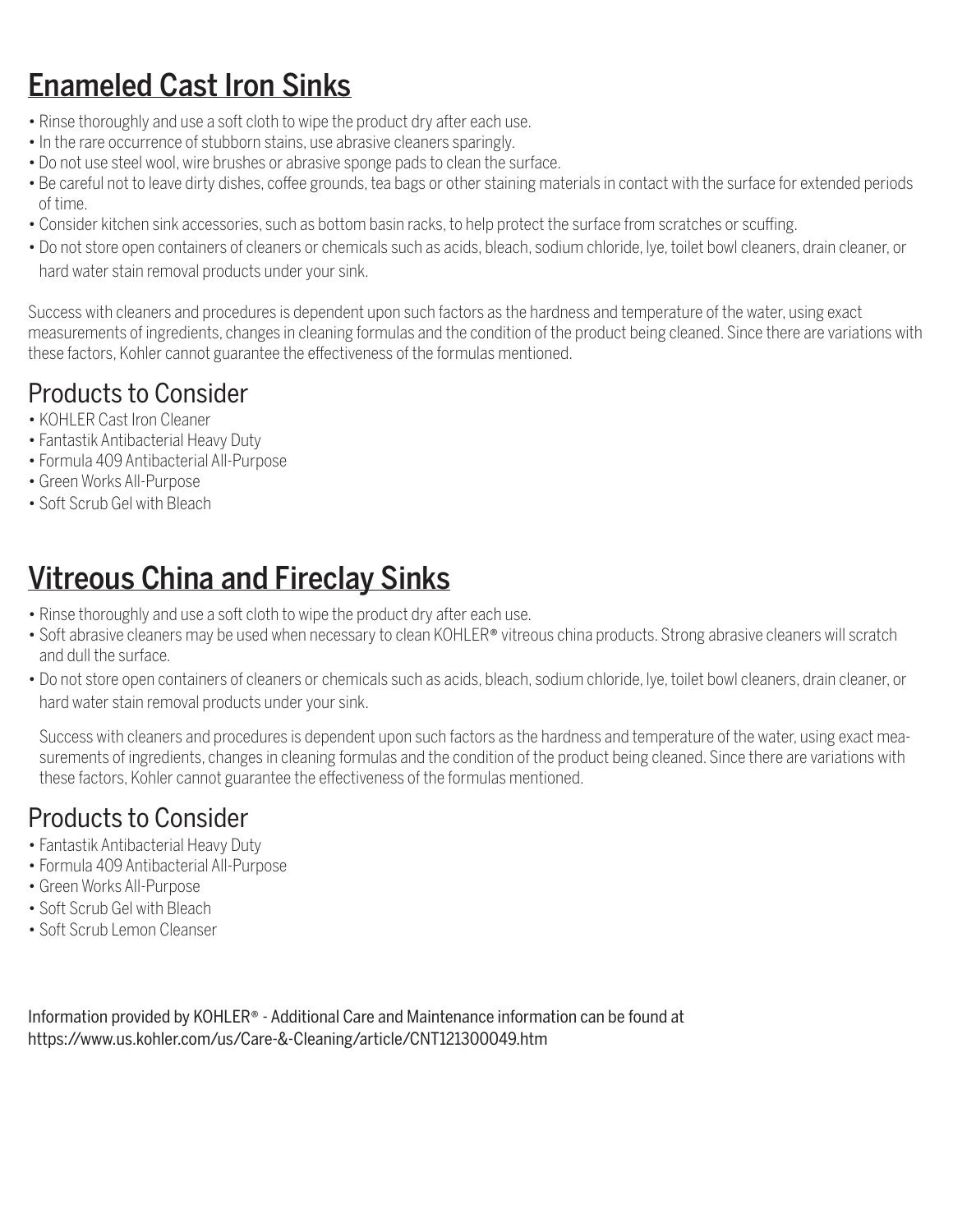# Enameled Cast Iron Sinks

- Rinse thoroughly and use a soft cloth to wipe the product dry after each use.
- In the rare occurrence of stubborn stains, use abrasive cleaners sparingly.
- Do not use steel wool, wire brushes or abrasive sponge pads to clean the surface.
- Be careful not to leave dirty dishes, coffee grounds, tea bags or other staining materials in contact with the surface for extended periods of time.
- Consider kitchen sink accessories, such as bottom basin racks, to help protect the surface from scratches or scuffing.
- Do not store open containers of cleaners or chemicals such as acids, bleach, sodium chloride, lye, toilet bowl cleaners, drain cleaner, or hard water stain removal products under your sink.

Success with cleaners and procedures is dependent upon such factors as the hardness and temperature of the water, using exact measurements of ingredients, changes in cleaning formulas and the condition of the product being cleaned. Since there are variations with these factors, Kohler cannot guarantee the effectiveness of the formulas mentioned.

## Products to Consider

- KOHLER Cast Iron Cleaner
- Fantastik Antibacterial Heavy Duty
- Formula 409 Antibacterial All-Purpose
- Green Works All-Purpose
- Soft Scrub Gel with Bleach

# Vitreous China and Fireclay Sinks

- Rinse thoroughly and use a soft cloth to wipe the product dry after each use.
- Soft abrasive cleaners may be used when necessary to clean KOHLER® vitreous china products. Strong abrasive cleaners will scratch and dull the surface.
- Do not store open containers of cleaners or chemicals such as acids, bleach, sodium chloride, lye, toilet bowl cleaners, drain cleaner, or hard water stain removal products under your sink.

Success with cleaners and procedures is dependent upon such factors as the hardness and temperature of the water, using exact measurements of ingredients, changes in cleaning formulas and the condition of the product being cleaned. Since there are variations with these factors, Kohler cannot guarantee the effectiveness of the formulas mentioned.

## Products to Consider

- Fantastik Antibacterial Heavy Duty
- Formula 409 Antibacterial All-Purpose
- Green Works All-Purpose
- Soft Scrub Gel with Bleach
- Soft Scrub Lemon Cleanser

Information provided by KOHLER® - Additional Care and Maintenance information can be found at https://www.us.kohler.com/us/Care-&-Cleaning/article/CNT121300049.htm